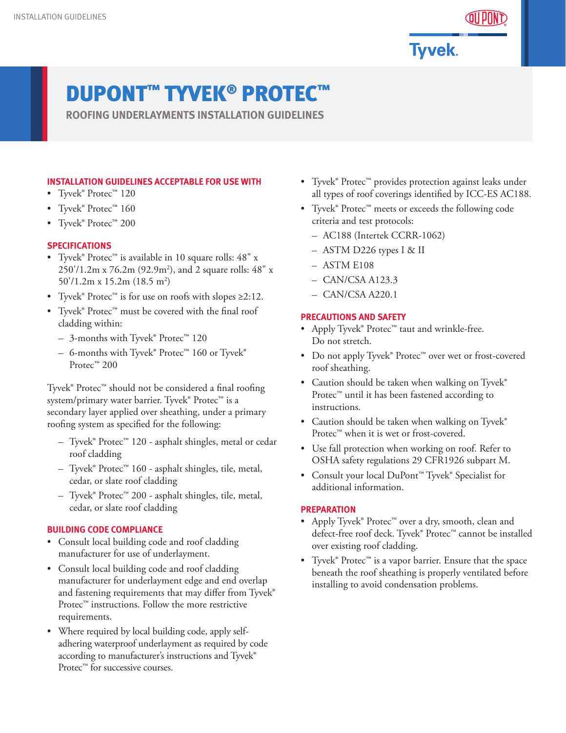# DUPONT™ TYVEK® PROTEC™

## ROOFING UNDERLAYMENTS INSTALLATION GUIDELINES

### INSTALLATION GUIDELINES ACCEPTABLE FOR USE WITH

- Tyvek® Protec™ 120
- Tyvek® Protec™ 160
- Tyvek® Protec™ 200

### SPECIFICATIONS

- Tyvek® Protec™ is available in 10 square rolls: 48" x 250'/1.2m x 76.2m (92.9m$^2$), and 2 square rolls: 48" x 50'/1.2m x 15.2m (18.5 m$^2$)
- Tyvek® Protec™ is for use on roofs with slopes ≥2:12.
- Tyvek® Protec™ must be covered with the final roof cladding within:
  - 3-months with Tyvek® Protec™ 120
  - 6-months with Tyvek® Protec™ 160 or Tyvek® Protec™ 200

Tyvek® Protec™ should not be considered a final roofing system/primary water barrier. Tyvek® Protec™ is a secondary layer applied over sheathing, under a primary roofing system as specified for the following:

- Tyvek® Protec™ 120 - asphalt shingles, metal or cedar roof cladding
- Tyvek® Protec™ 160 - asphalt shingles, tile, metal, cedar, or slate roof cladding
- Tyvek® Protec™ 200 - asphalt shingles, tile, metal, cedar, or slate roof cladding

### BUILDING CODE COMPLIANCE

- Consult local building code and roof cladding manufacturer for use of underlayment.
- Consult local building code and roof cladding manufacturer for underlayment edge and end overlap and fastening requirements that may differ from Tyvek® Protec™ instructions. Follow the more restrictive requirements.
- Where required by local building code, apply self-adhering waterproof underlayment as required by code according to manufacturer's instructions and Tyvek® Protec™ for successive courses.
- Tyvek® Protec™ provides protection against leaks under all types of roof coverings identified by ICC-ES AC188.
- Tyvek® Protec™ meets or exceeds the following code criteria and test protocols:
  - AC188 (Intertek CCRR-1062)
  - ASTM D226 types I & II
  - ASTM E108
  - CAN/CSA A123.3
  - CAN/CSA A220.1

### PRECAUTIONS AND SAFETY

- Apply Tyvek® Protec™ taut and wrinkle-free. Do not stretch.
- Do not apply Tyvek® Protec™ over wet or frost-covered roof sheathing.
- Caution should be taken when walking on Tyvek® Protec™ until it has been fastened according to instructions.
- Caution should be taken when walking on Tyvek® Protec™ when it is wet or frost-covered.
- Use fall protection when working on roof. Refer to OSHA safety regulations 29 CFR1926 subpart M.
- Consult your local DuPont™ Tyvek® Specialist for additional information.

### PREPARATION

- Apply Tyvek® Protec™ over a dry, smooth, clean and defect-free roof deck. Tyvek® Protec™ cannot be installed over existing roof cladding.
- Tyvek® Protec™ is a vapor barrier. Ensure that the space beneath the roof sheathing is properly ventilated before installing to avoid condensation problems.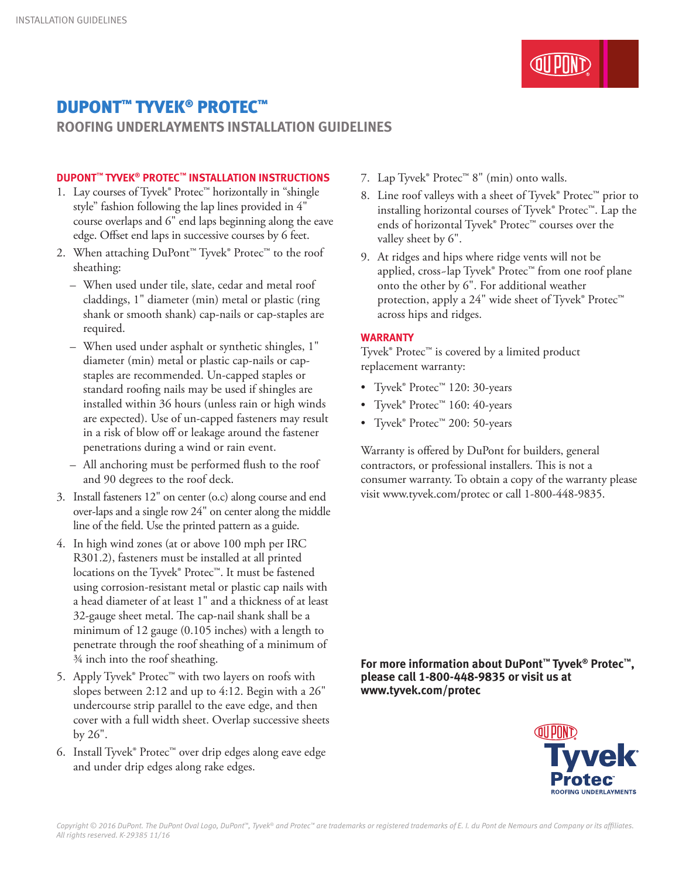# DUPONT™ TYVEK® PROTEC™

## ROOFING UNDERLAYMENTS INSTALLATION GUIDELINES

### DUPONT™ TYVEK® PROTEC™ INSTALLATION INSTRUCTIONS

1. Lay courses of Tyvek® Protec™ horizontally in "shingle style" fashion following the lap lines provided in 4" course overlaps and 6" end laps beginning along the eave edge. Offset end laps in successive courses by 6 feet.
2. When attaching DuPont™ Tyvek® Protec™ to the roof sheathing:
   - When used under tile, slate, cedar and metal roof claddings, 1" diameter (min) metal or plastic (ring shank or smooth shank) cap-nails or cap-staples are required.
   - When used under asphalt or synthetic shingles, 1" diameter (min) metal or plastic cap-nails or cap-staples are recommended. Un-capped staples or standard roofing nails may be used if shingles are installed within 36 hours (unless rain or high winds are expected). Use of un-capped fasteners may result in a risk of blow off or leakage around the fastener penetrations during a wind or rain event.
   - All anchoring must be performed flush to the roof and 90 degrees to the roof deck.
3. Install fasteners 12" on center (o.c) along course and end over-laps and a single row 24" on center along the middle line of the field. Use the printed pattern as a guide.
4. In high wind zones (at or above 100 mph per IRC R301.2), fasteners must be installed at all printed locations on the Tyvek® Protec™. It must be fastened using corrosion-resistant metal or plastic cap nails with a head diameter of at least 1" and a thickness of at least 32-gauge sheet metal. The cap-nail shank shall be a minimum of 12 gauge (0.105 inches) with a length to penetrate through the roof sheathing of a minimum of ¾ inch into the roof sheathing.
5. Apply Tyvek® Protec™ with two layers on roofs with slopes between 2:12 and up to 4:12. Begin with a 26" undercourse strip parallel to the eave edge, and then cover with a full width sheet. Overlap successive sheets by 26".
6. Install Tyvek® Protec™ over drip edges along eave edge and under drip edges along rake edges.
7. Lap Tyvek® Protec™ 8" (min) onto walls.
8. Line roof valleys with a sheet of Tyvek® Protec™ prior to installing horizontal courses of Tyvek® Protec™. Lap the ends of horizontal Tyvek® Protec™ courses over the valley sheet by 6".
9. At ridges and hips where ridge vents will not be applied, cross-lap Tyvek® Protec™ from one roof plane onto the other by 6". For additional weather protection, apply a 24" wide sheet of Tyvek® Protec™ across hips and ridges.

### WARRANTY

Tyvek® Protec™ is covered by a limited product replacement warranty:

- Tyvek® Protec™ 120: 30-years
- Tyvek® Protec™ 160: 40-years
- Tyvek® Protec™ 200: 50-years

Warranty is offered by DuPont for builders, general contractors, or professional installers. This is not a consumer warranty. To obtain a copy of the warranty please visit www.tyvek.com/protec or call 1-800-448-9835.

**For more information about DuPont™ Tyvek® Protec™, please call 1-800-448-9835 or visit us at www.tyvek.com/protec**

*Copyright © 2016 DuPont. The DuPont Oval Logo, DuPont™, Tyvek® and Protec™ are trademarks or registered trademarks of E. I. du Pont de Nemours and Company or its affiliates. All rights reserved. K-29385 11/16*